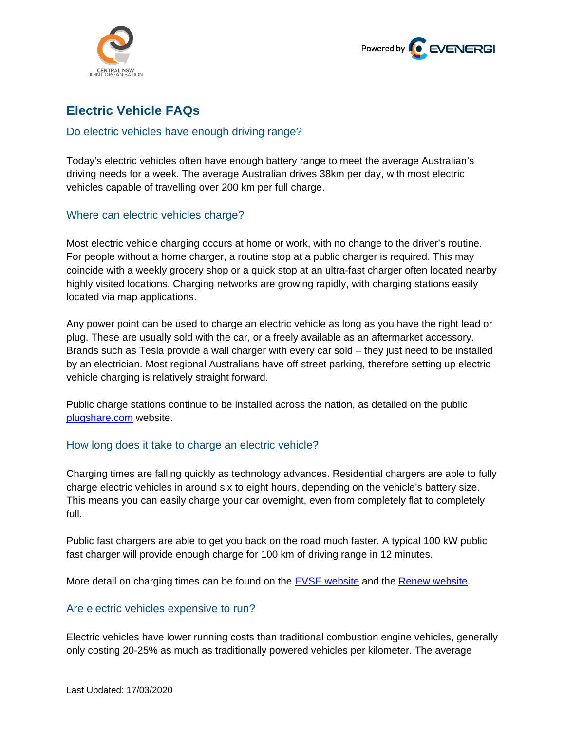# Electric Vehicle FAQs

## Do electric vehicles have enough driving range?

Today's electric vehicles often have enough battery range to meet the average Australian's driving needs for a week. The average Australian drives 38km per day, with most electric vehicles capable of travelling over 200 km per full charge.

## Where can electric vehicles charge?

Most electric vehicle charging occurs at home or work, with no change to the driver's routine. For people without a home charger, a routine stop at a public charger is required. This may coincide with a weekly grocery shop or a quick stop at an ultra-fast charger often located nearby highly visited locations. Charging networks are growing rapidly, with charging stations easily located via map applications.

Any power point can be used to charge an electric vehicle as long as you have the right lead or plug. These are usually sold with the car, or a freely available as an aftermarket accessory. Brands such as Tesla provide a wall charger with every car sold – they just need to be installed by an electrician. Most regional Australians have off street parking, therefore setting up electric vehicle charging is relatively straight forward.

Public charge stations continue to be installed across the nation, as detailed on the public [plugshare.com](plugshare.com) website.

## How long does it take to charge an electric vehicle?

Charging times are falling quickly as technology advances. Residential chargers are able to fully charge electric vehicles in around six to eight hours, depending on the vehicle's battery size. This means you can easily charge your car overnight, even from completely flat to completely full.

Public fast chargers are able to get you back on the road much faster. A typical 100 kW public fast charger will provide enough charge for 100 km of driving range in 12 minutes.

More detail on charging times can be found on the EVSE website and the Renew website.

## Are electric vehicles expensive to run?

Electric vehicles have lower running costs than traditional combustion engine vehicles, generally only costing 20-25% as much as traditionally powered vehicles per kilometer. The average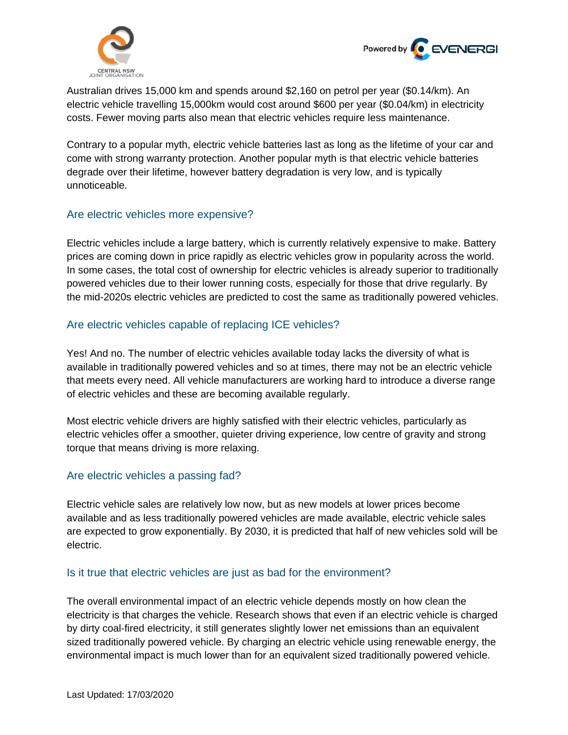Australian drives 15,000 km and spends around $2,160 on petrol per year ($0.14/km). An electric vehicle travelling 15,000km would cost around $600 per year ($0.04/km) in electricity costs. Fewer moving parts also mean that electric vehicles require less maintenance.

Contrary to a popular myth, electric vehicle batteries last as long as the lifetime of your car and come with strong warranty protection. Another popular myth is that electric vehicle batteries degrade over their lifetime, however battery degradation is very low, and is typically unnoticeable.

## Are electric vehicles more expensive?

Electric vehicles include a large battery, which is currently relatively expensive to make. Battery prices are coming down in price rapidly as electric vehicles grow in popularity across the world. In some cases, the total cost of ownership for electric vehicles is already superior to traditionally powered vehicles due to their lower running costs, especially for those that drive regularly. By the mid-2020s electric vehicles are predicted to cost the same as traditionally powered vehicles.

## Are electric vehicles capable of replacing ICE vehicles?

Yes! And no. The number of electric vehicles available today lacks the diversity of what is available in traditionally powered vehicles and so at times, there may not be an electric vehicle that meets every need. All vehicle manufacturers are working hard to introduce a diverse range of electric vehicles and these are becoming available regularly.

Most electric vehicle drivers are highly satisfied with their electric vehicles, particularly as electric vehicles offer a smoother, quieter driving experience, low centre of gravity and strong torque that means driving is more relaxing.

## Are electric vehicles a passing fad?

Electric vehicle sales are relatively low now, but as new models at lower prices become available and as less traditionally powered vehicles are made available, electric vehicle sales are expected to grow exponentially. By 2030, it is predicted that half of new vehicles sold will be electric.

## Is it true that electric vehicles are just as bad for the environment?

The overall environmental impact of an electric vehicle depends mostly on how clean the electricity is that charges the vehicle. Research shows that even if an electric vehicle is charged by dirty coal-fired electricity, it still generates slightly lower net emissions than an equivalent sized traditionally powered vehicle. By charging an electric vehicle using renewable energy, the environmental impact is much lower than for an equivalent sized traditionally powered vehicle.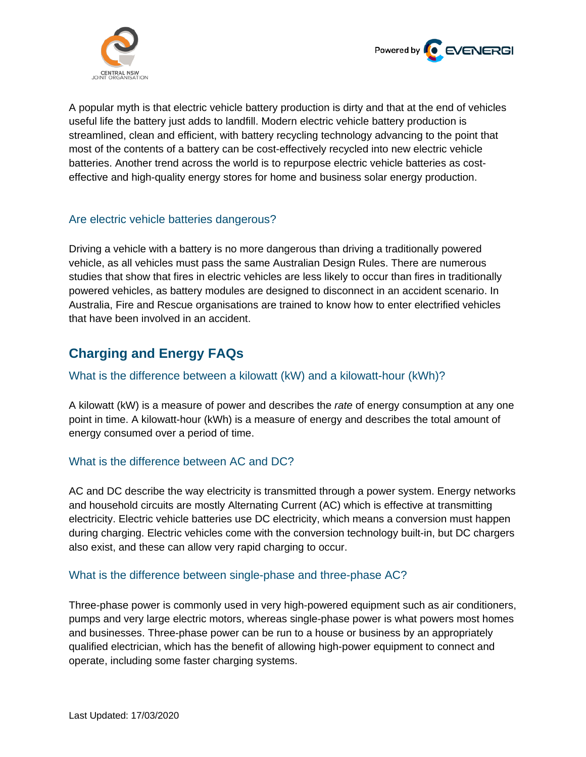A popular myth is that electric vehicle battery production is dirty and that at the end of vehicles useful life the battery just adds to landfill. Modern electric vehicle battery production is streamlined, clean and efficient, with battery recycling technology advancing to the point that most of the contents of a battery can be cost-effectively recycled into new electric vehicle batteries. Another trend across the world is to repurpose electric vehicle batteries as cost-effective and high-quality energy stores for home and business solar energy production.

### Are electric vehicle batteries dangerous?

Driving a vehicle with a battery is no more dangerous than driving a traditionally powered vehicle, as all vehicles must pass the same Australian Design Rules. There are numerous studies that show that fires in electric vehicles are less likely to occur than fires in traditionally powered vehicles, as battery modules are designed to disconnect in an accident scenario. In Australia, Fire and Rescue organisations are trained to know how to enter electrified vehicles that have been involved in an accident.

## Charging and Energy FAQs

### What is the difference between a kilowatt (kW) and a kilowatt-hour (kWh)?

A kilowatt (kW) is a measure of power and describes the *rate* of energy consumption at any one point in time. A kilowatt-hour (kWh) is a measure of energy and describes the total amount of energy consumed over a period of time.

### What is the difference between AC and DC?

AC and DC describe the way electricity is transmitted through a power system. Energy networks and household circuits are mostly Alternating Current (AC) which is effective at transmitting electricity. Electric vehicle batteries use DC electricity, which means a conversion must happen during charging. Electric vehicles come with the conversion technology built-in, but DC chargers also exist, and these can allow very rapid charging to occur.

### What is the difference between single-phase and three-phase AC?

Three-phase power is commonly used in very high-powered equipment such as air conditioners, pumps and very large electric motors, whereas single-phase power is what powers most homes and businesses. Three-phase power can be run to a house or business by an appropriately qualified electrician, which has the benefit of allowing high-power equipment to connect and operate, including some faster charging systems.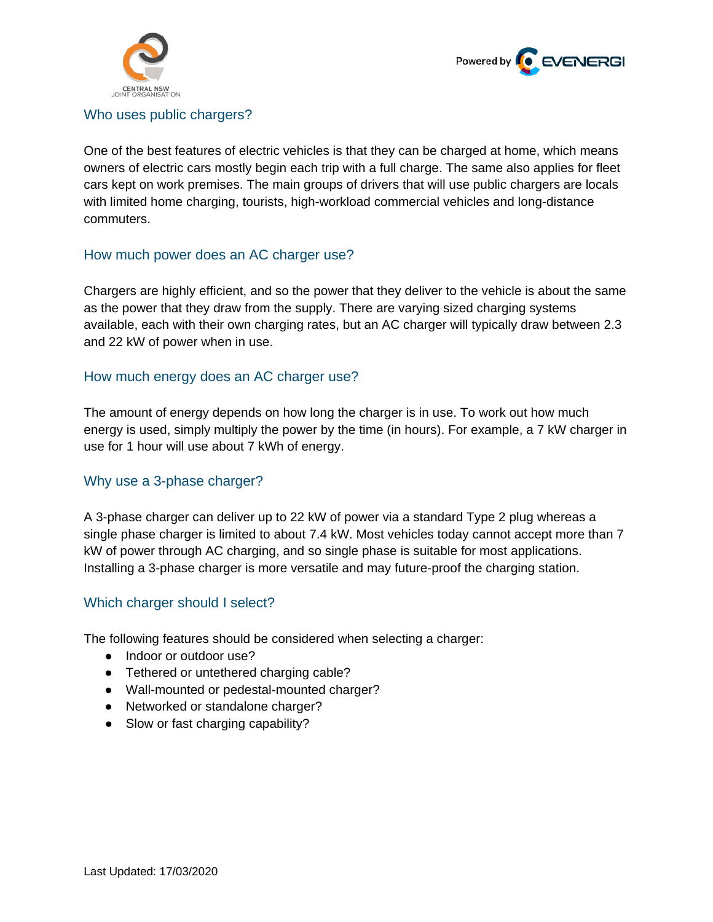## Who uses public chargers?

One of the best features of electric vehicles is that they can be charged at home, which means owners of electric cars mostly begin each trip with a full charge. The same also applies for fleet cars kept on work premises. The main groups of drivers that will use public chargers are locals with limited home charging, tourists, high-workload commercial vehicles and long-distance commuters.

## How much power does an AC charger use?

Chargers are highly efficient, and so the power that they deliver to the vehicle is about the same as the power that they draw from the supply. There are varying sized charging systems available, each with their own charging rates, but an AC charger will typically draw between 2.3 and 22 kW of power when in use.

## How much energy does an AC charger use?

The amount of energy depends on how long the charger is in use. To work out how much energy is used, simply multiply the power by the time (in hours). For example, a 7 kW charger in use for 1 hour will use about 7 kWh of energy.

## Why use a 3-phase charger?

A 3-phase charger can deliver up to 22 kW of power via a standard Type 2 plug whereas a single phase charger is limited to about 7.4 kW. Most vehicles today cannot accept more than 7 kW of power through AC charging, and so single phase is suitable for most applications. Installing a 3-phase charger is more versatile and may future-proof the charging station.

## Which charger should I select?

The following features should be considered when selecting a charger:

- Indoor or outdoor use?
- Tethered or untethered charging cable?
- Wall-mounted or pedestal-mounted charger?
- Networked or standalone charger?
- Slow or fast charging capability?

Last Updated: 17/03/2020